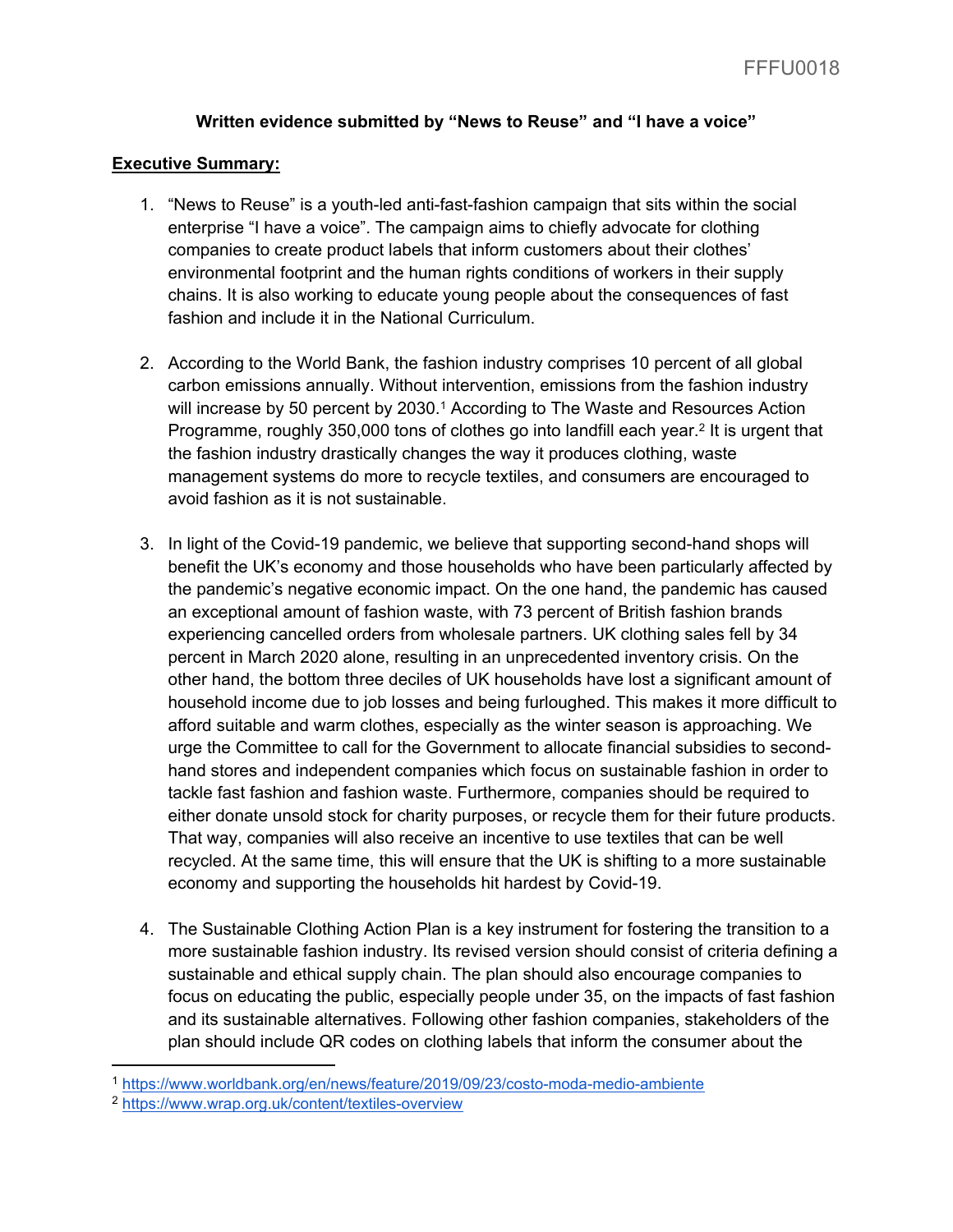FFFU0018

**Written evidence submitted by "News to Reuse" and "I have a voice"**

**Executive Summary:**

1. "News to Reuse" is a youth-led anti-fast-fashion campaign that sits within the social enterprise "I have a voice". The campaign aims to chiefly advocate for clothing companies to create product labels that inform customers about their clothes' environmental footprint and the human rights conditions of workers in their supply chains. It is also working to educate young people about the consequences of fast fashion and include it in the National Curriculum.

2. According to the World Bank, the fashion industry comprises 10 percent of all global carbon emissions annually. Without intervention, emissions from the fashion industry will increase by 50 percent by 2030.[1] According to The Waste and Resources Action Programme, roughly 350,000 tons of clothes go into landfill each year.[2] It is urgent that the fashion industry drastically changes the way it produces clothing, waste management systems do more to recycle textiles, and consumers are encouraged to avoid fashion as it is not sustainable.

3. In light of the Covid-19 pandemic, we believe that supporting second-hand shops will benefit the UK's economy and those households who have been particularly affected by the pandemic's negative economic impact. On the one hand, the pandemic has caused an exceptional amount of fashion waste, with 73 percent of British fashion brands experiencing cancelled orders from wholesale partners. UK clothing sales fell by 34 percent in March 2020 alone, resulting in an unprecedented inventory crisis. On the other hand, the bottom three deciles of UK households have lost a significant amount of household income due to job losses and being furloughed. This makes it more difficult to afford suitable and warm clothes, especially as the winter season is approaching. We urge the Committee to call for the Government to allocate financial subsidies to second-hand stores and independent companies which focus on sustainable fashion in order to tackle fast fashion and fashion waste. Furthermore, companies should be required to either donate unsold stock for charity purposes, or recycle them for their future products. That way, companies will also receive an incentive to use textiles that can be well recycled. At the same time, this will ensure that the UK is shifting to a more sustainable economy and supporting the households hit hardest by Covid-19.

4. The Sustainable Clothing Action Plan is a key instrument for fostering the transition to a more sustainable fashion industry. Its revised version should consist of criteria defining a sustainable and ethical supply chain. The plan should also encourage companies to focus on educating the public, especially people under 35, on the impacts of fast fashion and its sustainable alternatives. Following other fashion companies, stakeholders of the plan should include QR codes on clothing labels that inform the consumer about the

---

[1] https://www.worldbank.org/en/news/feature/2019/09/23/costo-moda-medio-ambiente

[2] https://www.wrap.org.uk/content/textiles-overview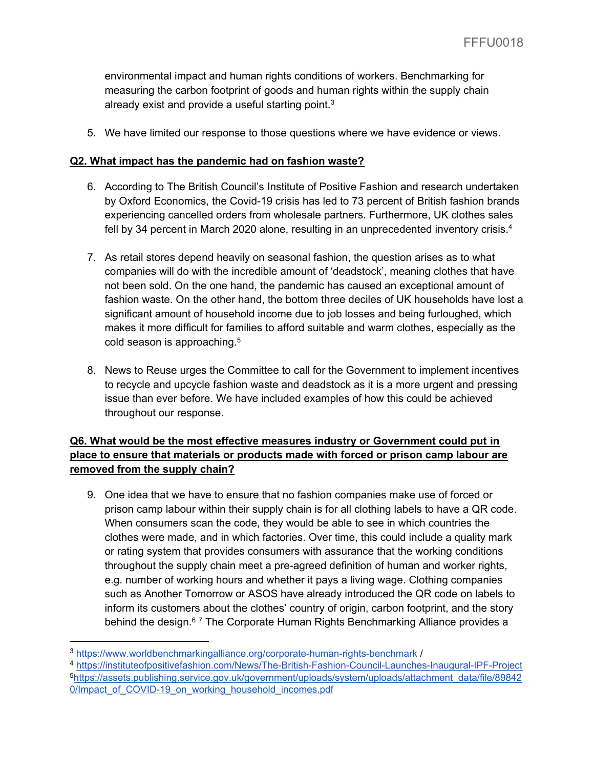environmental impact and human rights conditions of workers. Benchmarking for measuring the carbon footprint of goods and human rights within the supply chain already exist and provide a useful starting point.[3]

5. We have limited our response to those questions where we have evidence or views.

**Q2. What impact has the pandemic had on fashion waste?**

6. According to The British Council's Institute of Positive Fashion and research undertaken by Oxford Economics, the Covid-19 crisis has led to 73 percent of British fashion brands experiencing cancelled orders from wholesale partners. Furthermore, UK clothes sales fell by 34 percent in March 2020 alone, resulting in an unprecedented inventory crisis.[4]

7. As retail stores depend heavily on seasonal fashion, the question arises as to what companies will do with the incredible amount of 'deadstock', meaning clothes that have not been sold. On the one hand, the pandemic has caused an exceptional amount of fashion waste. On the other hand, the bottom three deciles of UK households have lost a significant amount of household income due to job losses and being furloughed, which makes it more difficult for families to afford suitable and warm clothes, especially as the cold season is approaching.[5]

8. News to Reuse urges the Committee to call for the Government to implement incentives to recycle and upcycle fashion waste and deadstock as it is a more urgent and pressing issue than ever before. We have included examples of how this could be achieved throughout our response.

**Q6. What would be the most effective measures industry or Government could put in place to ensure that materials or products made with forced or prison camp labour are removed from the supply chain?**

9. One idea that we have to ensure that no fashion companies make use of forced or prison camp labour within their supply chain is for all clothing labels to have a QR code. When consumers scan the code, they would be able to see in which countries the clothes were made, and in which factories. Over time, this could include a quality mark or rating system that provides consumers with assurance that the working conditions throughout the supply chain meet a pre-agreed definition of human and worker rights, e.g. number of working hours and whether it pays a living wage. Clothing companies such as Another Tomorrow or ASOS have already introduced the QR code on labels to inform its customers about the clothes' country of origin, carbon footprint, and the story behind the design.[6] [7] The Corporate Human Rights Benchmarking Alliance provides a

---

[3] https://www.worldbenchmarkingalliance.org/corporate-human-rights-benchmark /

[4] https://instituteofpositivefashion.com/News/The-British-Fashion-Council-Launches-Inaugural-IPF-Project

[5] https://assets.publishing.service.gov.uk/government/uploads/system/uploads/attachment_data/file/898420/Impact_of_COVID-19_on_working_household_incomes.pdf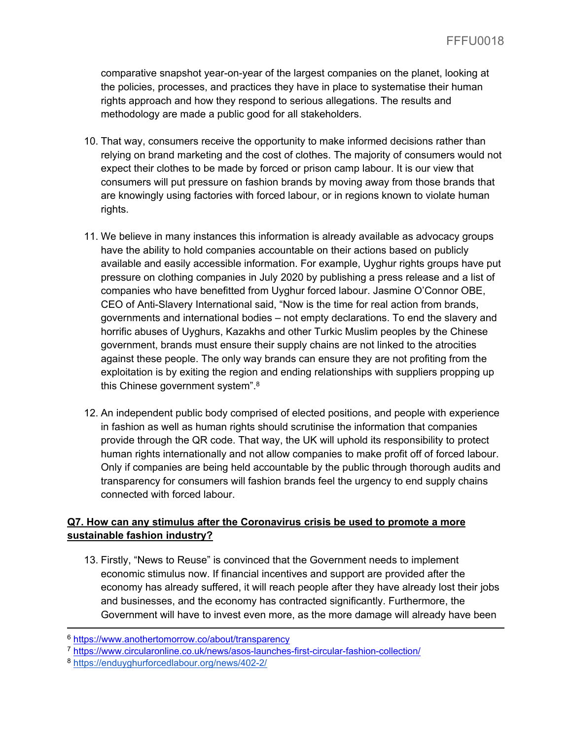comparative snapshot year-on-year of the largest companies on the planet, looking at the policies, processes, and practices they have in place to systematise their human rights approach and how they respond to serious allegations. The results and methodology are made a public good for all stakeholders.

10. That way, consumers receive the opportunity to make informed decisions rather than relying on brand marketing and the cost of clothes. The majority of consumers would not expect their clothes to be made by forced or prison camp labour. It is our view that consumers will put pressure on fashion brands by moving away from those brands that are knowingly using factories with forced labour, or in regions known to violate human rights.

11. We believe in many instances this information is already available as advocacy groups have the ability to hold companies accountable on their actions based on publicly available and easily accessible information. For example, Uyghur rights groups have put pressure on clothing companies in July 2020 by publishing a press release and a list of companies who have benefitted from Uyghur forced labour. Jasmine O'Connor OBE, CEO of Anti-Slavery International said, "Now is the time for real action from brands, governments and international bodies – not empty declarations. To end the slavery and horrific abuses of Uyghurs, Kazakhs and other Turkic Muslim peoples by the Chinese government, brands must ensure their supply chains are not linked to the atrocities against these people. The only way brands can ensure they are not profiting from the exploitation is by exiting the region and ending relationships with suppliers propping up this Chinese government system".[8]

12. An independent public body comprised of elected positions, and people with experience in fashion as well as human rights should scrutinise the information that companies provide through the QR code. That way, the UK will uphold its responsibility to protect human rights internationally and not allow companies to make profit off of forced labour. Only if companies are being held accountable by the public through thorough audits and transparency for consumers will fashion brands feel the urgency to end supply chains connected with forced labour.

**Q7. How can any stimulus after the Coronavirus crisis be used to promote a more sustainable fashion industry?**

13. Firstly, "News to Reuse" is convinced that the Government needs to implement economic stimulus now. If financial incentives and support are provided after the economy has already suffered, it will reach people after they have already lost their jobs and businesses, and the economy has contracted significantly. Furthermore, the Government will have to invest even more, as the more damage will already have been

---

[6] https://www.anothertomorrow.co/about/transparency

[7] https://www.circularonline.co.uk/news/asos-launches-first-circular-fashion-collection/

[8] https://enduyghurforcedlabour.org/news/402-2/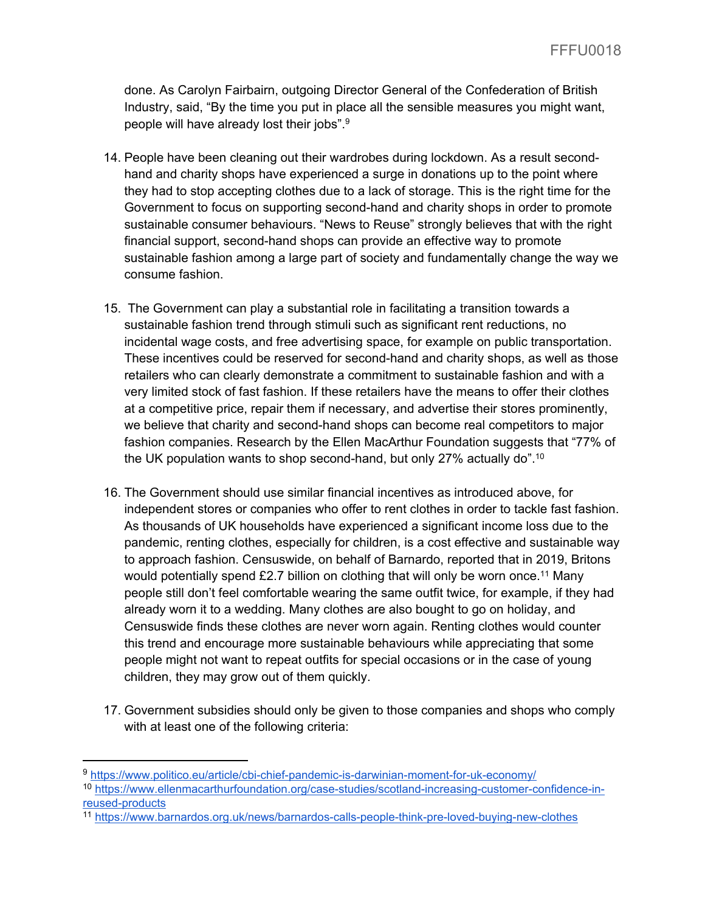done. As Carolyn Fairbairn, outgoing Director General of the Confederation of British Industry, said, "By the time you put in place all the sensible measures you might want, people will have already lost their jobs".[9]

14. People have been cleaning out their wardrobes during lockdown. As a result second-hand and charity shops have experienced a surge in donations up to the point where they had to stop accepting clothes due to a lack of storage. This is the right time for the Government to focus on supporting second-hand and charity shops in order to promote sustainable consumer behaviours. "News to Reuse" strongly believes that with the right financial support, second-hand shops can provide an effective way to promote sustainable fashion among a large part of society and fundamentally change the way we consume fashion.

15. The Government can play a substantial role in facilitating a transition towards a sustainable fashion trend through stimuli such as significant rent reductions, no incidental wage costs, and free advertising space, for example on public transportation. These incentives could be reserved for second-hand and charity shops, as well as those retailers who can clearly demonstrate a commitment to sustainable fashion and with a very limited stock of fast fashion. If these retailers have the means to offer their clothes at a competitive price, repair them if necessary, and advertise their stores prominently, we believe that charity and second-hand shops can become real competitors to major fashion companies. Research by the Ellen MacArthur Foundation suggests that "77% of the UK population wants to shop second-hand, but only 27% actually do".[10]

16. The Government should use similar financial incentives as introduced above, for independent stores or companies who offer to rent clothes in order to tackle fast fashion. As thousands of UK households have experienced a significant income loss due to the pandemic, renting clothes, especially for children, is a cost effective and sustainable way to approach fashion. Censuswide, on behalf of Barnardo, reported that in 2019, Britons would potentially spend £2.7 billion on clothing that will only be worn once.[11] Many people still don't feel comfortable wearing the same outfit twice, for example, if they had already worn it to a wedding. Many clothes are also bought to go on holiday, and Censuswide finds these clothes are never worn again. Renting clothes would counter this trend and encourage more sustainable behaviours while appreciating that some people might not want to repeat outfits for special occasions or in the case of young children, they may grow out of them quickly.

17. Government subsidies should only be given to those companies and shops who comply with at least one of the following criteria:

---

[9] https://www.politico.eu/article/cbi-chief-pandemic-is-darwinian-moment-for-uk-economy/

[10] https://www.ellenmacarthurfoundation.org/case-studies/scotland-increasing-customer-confidence-in-reused-products

[11] https://www.barnardos.org.uk/news/barnardos-calls-people-think-pre-loved-buying-new-clothes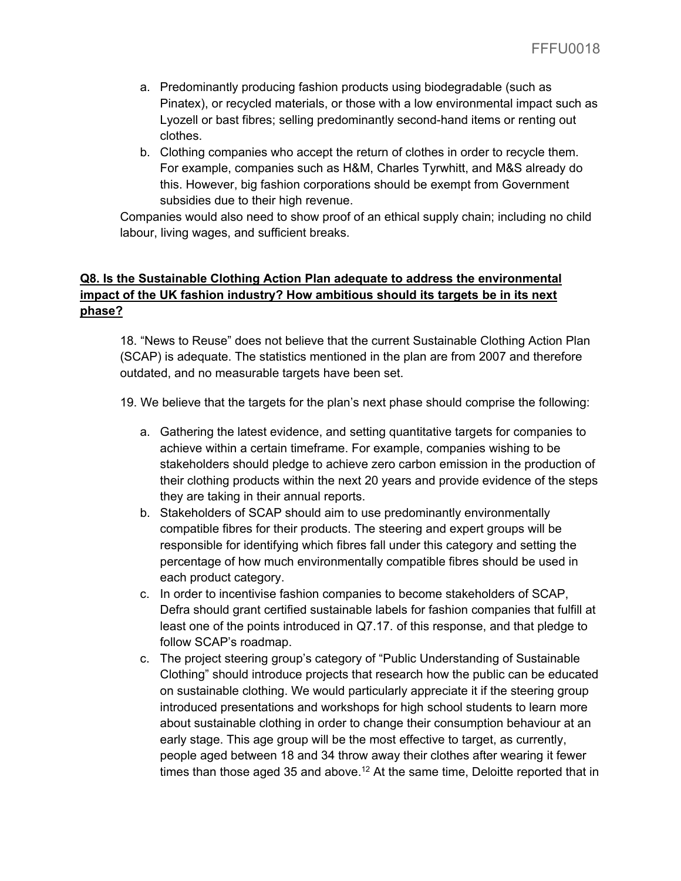a. Predominantly producing fashion products using biodegradable (such as Pinatex), or recycled materials, or those with a low environmental impact such as Lyozell or bast fibres; selling predominantly second-hand items or renting out clothes.
b. Clothing companies who accept the return of clothes in order to recycle them. For example, companies such as H&M, Charles Tyrwhitt, and M&S already do this. However, big fashion corporations should be exempt from Government subsidies due to their high revenue.

Companies would also need to show proof of an ethical supply chain; including no child labour, living wages, and sufficient breaks.

**Q8. Is the Sustainable Clothing Action Plan adequate to address the environmental impact of the UK fashion industry? How ambitious should its targets be in its next phase?**

18. "News to Reuse" does not believe that the current Sustainable Clothing Action Plan (SCAP) is adequate. The statistics mentioned in the plan are from 2007 and therefore outdated, and no measurable targets have been set.

19. We believe that the targets for the plan's next phase should comprise the following:

a. Gathering the latest evidence, and setting quantitative targets for companies to achieve within a certain timeframe. For example, companies wishing to be stakeholders should pledge to achieve zero carbon emission in the production of their clothing products within the next 20 years and provide evidence of the steps they are taking in their annual reports.
b. Stakeholders of SCAP should aim to use predominantly environmentally compatible fibres for their products. The steering and expert groups will be responsible for identifying which fibres fall under this category and setting the percentage of how much environmentally compatible fibres should be used in each product category.
c. In order to incentivise fashion companies to become stakeholders of SCAP, Defra should grant certified sustainable labels for fashion companies that fulfill at least one of the points introduced in Q7.17. of this response, and that pledge to follow SCAP's roadmap.
c. The project steering group's category of "Public Understanding of Sustainable Clothing" should introduce projects that research how the public can be educated on sustainable clothing. We would particularly appreciate it if the steering group introduced presentations and workshops for high school students to learn more about sustainable clothing in order to change their consumption behaviour at an early stage. This age group will be the most effective to target, as currently, people aged between 18 and 34 throw away their clothes after wearing it fewer times than those aged 35 and above.[12] At the same time, Deloitte reported that in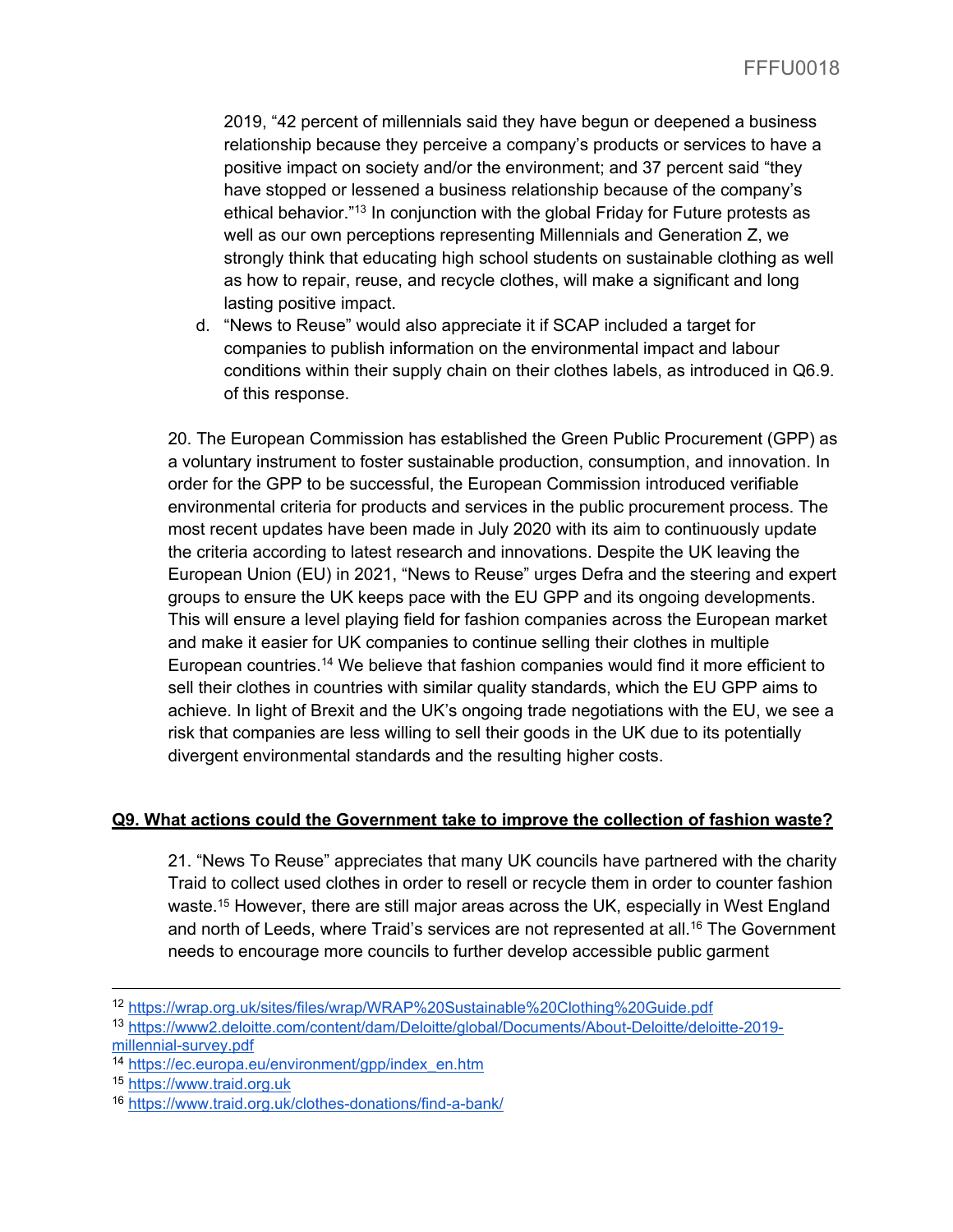2019, "42 percent of millennials said they have begun or deepened a business relationship because they perceive a company's products or services to have a positive impact on society and/or the environment; and 37 percent said "they have stopped or lessened a business relationship because of the company's ethical behavior."[13] In conjunction with the global Friday for Future protests as well as our own perceptions representing Millennials and Generation Z, we strongly think that educating high school students on sustainable clothing as well as how to repair, reuse, and recycle clothes, will make a significant and long lasting positive impact.

d. "News to Reuse" would also appreciate it if SCAP included a target for companies to publish information on the environmental impact and labour conditions within their supply chain on their clothes labels, as introduced in Q6.9. of this response.

20. The European Commission has established the Green Public Procurement (GPP) as a voluntary instrument to foster sustainable production, consumption, and innovation. In order for the GPP to be successful, the European Commission introduced verifiable environmental criteria for products and services in the public procurement process. The most recent updates have been made in July 2020 with its aim to continuously update the criteria according to latest research and innovations. Despite the UK leaving the European Union (EU) in 2021, "News to Reuse" urges Defra and the steering and expert groups to ensure the UK keeps pace with the EU GPP and its ongoing developments. This will ensure a level playing field for fashion companies across the European market and make it easier for UK companies to continue selling their clothes in multiple European countries.[14] We believe that fashion companies would find it more efficient to sell their clothes in countries with similar quality standards, which the EU GPP aims to achieve. In light of Brexit and the UK's ongoing trade negotiations with the EU, we see a risk that companies are less willing to sell their goods in the UK due to its potentially divergent environmental standards and the resulting higher costs.

## Q9. What actions could the Government take to improve the collection of fashion waste?

21. "News To Reuse" appreciates that many UK councils have partnered with the charity Traid to collect used clothes in order to resell or recycle them in order to counter fashion waste.[15] However, there are still major areas across the UK, especially in West England and north of Leeds, where Traid's services are not represented at all.[16] The Government needs to encourage more councils to further develop accessible public garment

---

[12] https://wrap.org.uk/sites/files/wrap/WRAP%20Sustainable%20Clothing%20Guide.pdf

[13] https://www2.deloitte.com/content/dam/Deloitte/global/Documents/About-Deloitte/deloitte-2019-millennial-survey.pdf

[14] https://ec.europa.eu/environment/gpp/index_en.htm

[15] https://www.traid.org.uk

[16] https://www.traid.org.uk/clothes-donations/find-a-bank/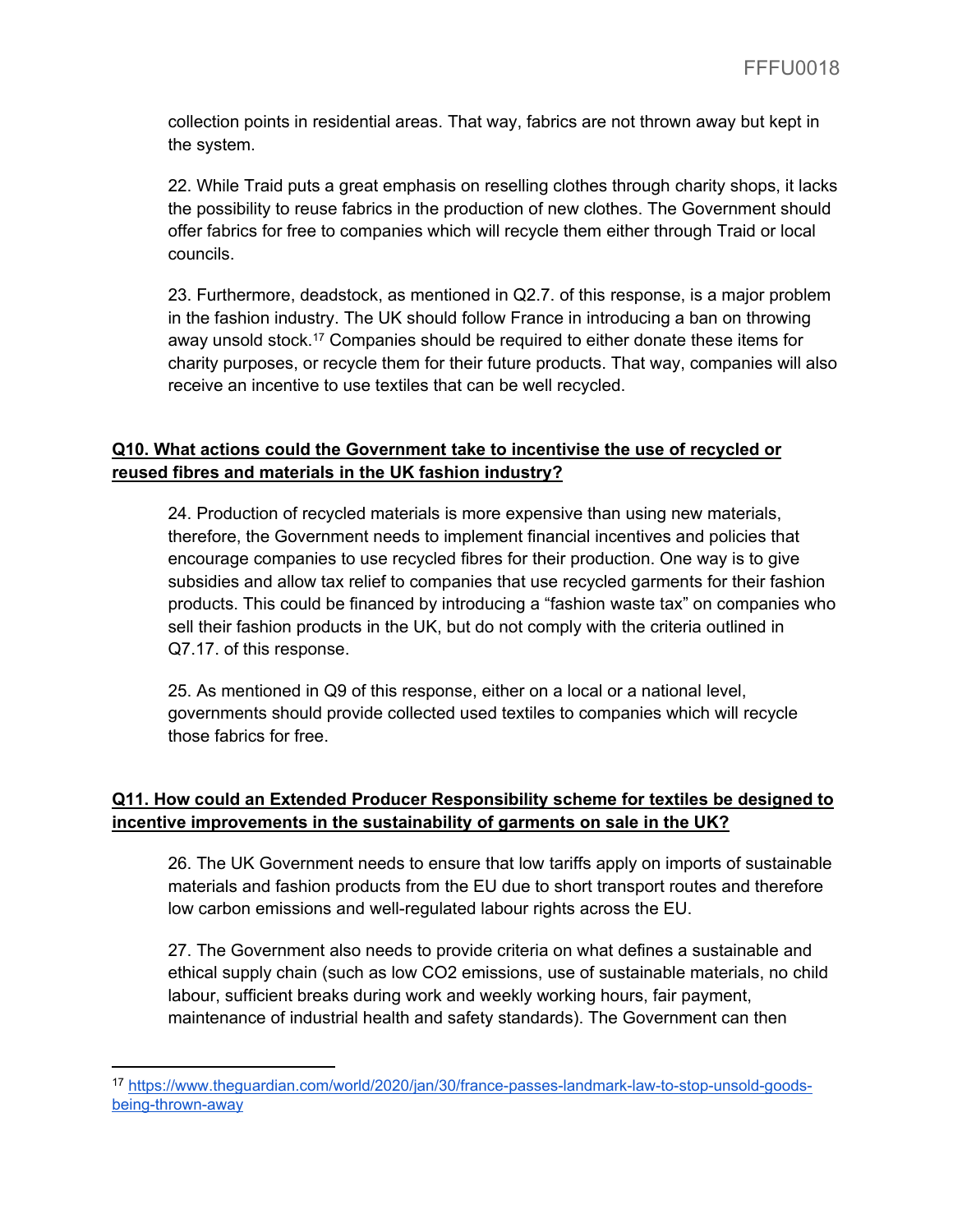collection points in residential areas. That way, fabrics are not thrown away but kept in the system.

22. While Traid puts a great emphasis on reselling clothes through charity shops, it lacks the possibility to reuse fabrics in the production of new clothes. The Government should offer fabrics for free to companies which will recycle them either through Traid or local councils.

23. Furthermore, deadstock, as mentioned in Q2.7. of this response, is a major problem in the fashion industry. The UK should follow France in introducing a ban on throwing away unsold stock.[17] Companies should be required to either donate these items for charity purposes, or recycle them for their future products. That way, companies will also receive an incentive to use textiles that can be well recycled.

**Q10. What actions could the Government take to incentivise the use of recycled or reused fibres and materials in the UK fashion industry?**

24. Production of recycled materials is more expensive than using new materials, therefore, the Government needs to implement financial incentives and policies that encourage companies to use recycled fibres for their production. One way is to give subsidies and allow tax relief to companies that use recycled garments for their fashion products. This could be financed by introducing a "fashion waste tax" on companies who sell their fashion products in the UK, but do not comply with the criteria outlined in Q7.17. of this response.

25. As mentioned in Q9 of this response, either on a local or a national level, governments should provide collected used textiles to companies which will recycle those fabrics for free.

**Q11. How could an Extended Producer Responsibility scheme for textiles be designed to incentive improvements in the sustainability of garments on sale in the UK?**

26. The UK Government needs to ensure that low tariffs apply on imports of sustainable materials and fashion products from the EU due to short transport routes and therefore low carbon emissions and well-regulated labour rights across the EU.

27. The Government also needs to provide criteria on what defines a sustainable and ethical supply chain (such as low CO2 emissions, use of sustainable materials, no child labour, sufficient breaks during work and weekly working hours, fair payment, maintenance of industrial health and safety standards). The Government can then

[17] https://www.theguardian.com/world/2020/jan/30/france-passes-landmark-law-to-stop-unsold-goods-being-thrown-away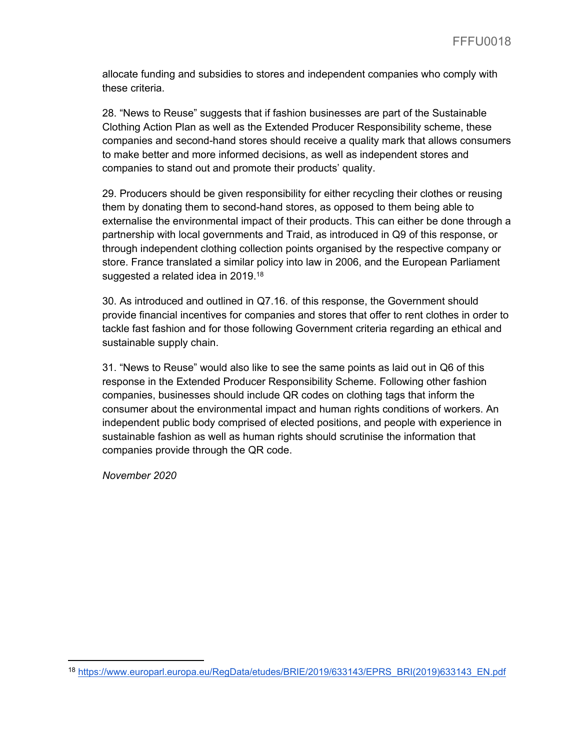allocate funding and subsidies to stores and independent companies who comply with these criteria.

28. "News to Reuse" suggests that if fashion businesses are part of the Sustainable Clothing Action Plan as well as the Extended Producer Responsibility scheme, these companies and second-hand stores should receive a quality mark that allows consumers to make better and more informed decisions, as well as independent stores and companies to stand out and promote their products' quality.

29. Producers should be given responsibility for either recycling their clothes or reusing them by donating them to second-hand stores, as opposed to them being able to externalise the environmental impact of their products. This can either be done through a partnership with local governments and Traid, as introduced in Q9 of this response, or through independent clothing collection points organised by the respective company or store. France translated a similar policy into law in 2006, and the European Parliament suggested a related idea in 2019.[18]

30. As introduced and outlined in Q7.16. of this response, the Government should provide financial incentives for companies and stores that offer to rent clothes in order to tackle fast fashion and for those following Government criteria regarding an ethical and sustainable supply chain.

31. "News to Reuse" would also like to see the same points as laid out in Q6 of this response in the Extended Producer Responsibility Scheme. Following other fashion companies, businesses should include QR codes on clothing tags that inform the consumer about the environmental impact and human rights conditions of workers. An independent public body comprised of elected positions, and people with experience in sustainable fashion as well as human rights should scrutinise the information that companies provide through the QR code.

*November 2020*

---

[18] https://www.europarl.europa.eu/RegData/etudes/BRIE/2019/633143/EPRS_BRI(2019)633143_EN.pdf